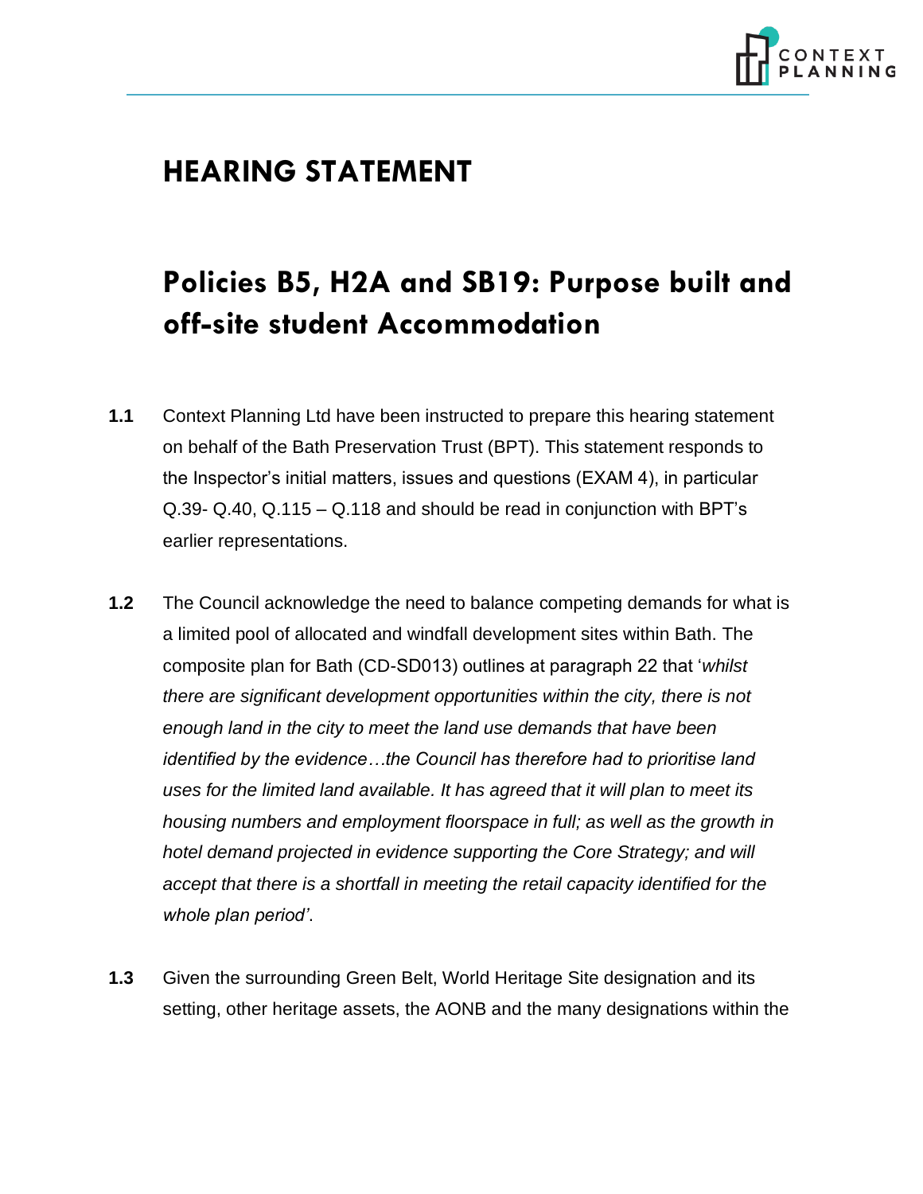# HEARING STATEMENT

## Policies B5, H2A and SB19: Purpose built and off-site student Accommodation

**1.1** Context Planning Ltd have been instructed to prepare this hearing statement on behalf of the Bath Preservation Trust (BPT). This statement responds to the Inspector's initial matters, issues and questions (EXAM 4), in particular Q.39- Q.40, Q.115 – Q.118 and should be read in conjunction with BPT's earlier representations.

**1.2** The Council acknowledge the need to balance competing demands for what is a limited pool of allocated and windfall development sites within Bath. The composite plan for Bath (CD-SD013) outlines at paragraph 22 that '*whilst there are significant development opportunities within the city, there is not enough land in the city to meet the land use demands that have been identified by the evidence…the Council has therefore had to prioritise land uses for the limited land available. It has agreed that it will plan to meet its housing numbers and employment floorspace in full; as well as the growth in hotel demand projected in evidence supporting the Core Strategy; and will accept that there is a shortfall in meeting the retail capacity identified for the whole plan period'*.

**1.3** Given the surrounding Green Belt, World Heritage Site designation and its setting, other heritage assets, the AONB and the many designations within the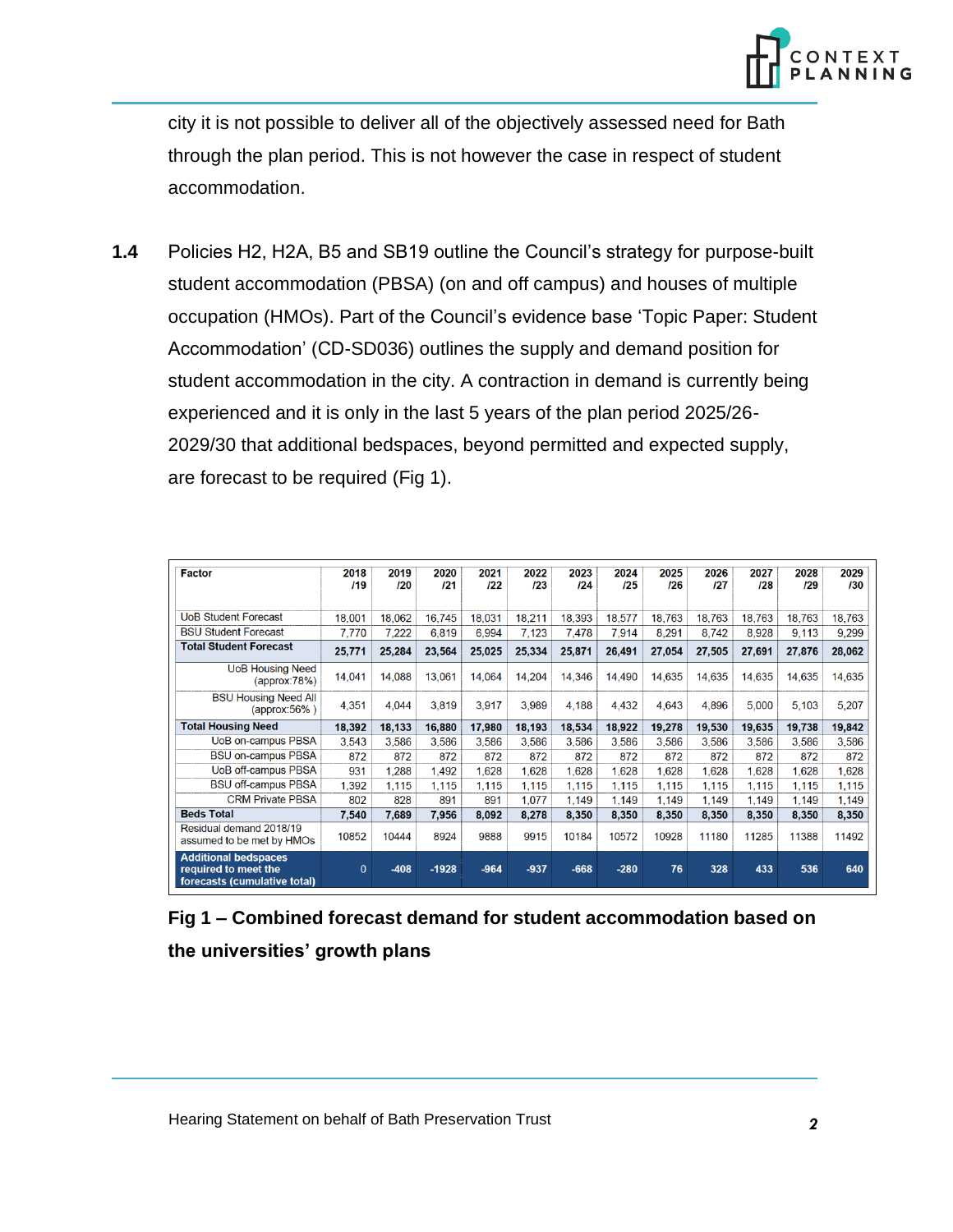city it is not possible to deliver all of the objectively assessed need for Bath through the plan period. This is not however the case in respect of student accommodation.

**1.4** Policies H2, H2A, B5 and SB19 outline the Council's strategy for purpose-built student accommodation (PBSA) (on and off campus) and houses of multiple occupation (HMOs). Part of the Council's evidence base 'Topic Paper: Student Accommodation' (CD-SD036) outlines the supply and demand position for student accommodation in the city. A contraction in demand is currently being experienced and it is only in the last 5 years of the plan period 2025/26-2029/30 that additional bedspaces, beyond permitted and expected supply, are forecast to be required (Fig 1).

| Factor | 2018 /19 | 2019 /20 | 2020 /21 | 2021 /22 | 2022 /23 | 2023 /24 | 2024 /25 | 2025 /26 | 2026 /27 | 2027 /28 | 2028 /29 | 2029 /30 |
|---|---|---|---|---|---|---|---|---|---|---|---|---|
| UoB Student Forecast | 18,001 | 18,062 | 16,745 | 18,031 | 18,211 | 18,393 | 18,577 | 18,763 | 18,763 | 18,763 | 18,763 | 18,763 |
| BSU Student Forecast | 7,770 | 7,222 | 6,819 | 6,994 | 7,123 | 7,478 | 7,914 | 8,291 | 8,742 | 8,928 | 9,113 | 9,299 |
| **Total Student Forecast** | **25,771** | **25,284** | **23,564** | **25,025** | **25,334** | **25,871** | **26,491** | **27,054** | **27,505** | **27,691** | **27,876** | **28,062** |
| UoB Housing Need (approx:78%) | 14,041 | 14,088 | 13,061 | 14,064 | 14,204 | 14,346 | 14,490 | 14,635 | 14,635 | 14,635 | 14,635 | 14,635 |
| BSU Housing Need All (approx:56% ) | 4,351 | 4,044 | 3,819 | 3,917 | 3,989 | 4,188 | 4,432 | 4,643 | 4,896 | 5,000 | 5,103 | 5,207 |
| **Total Housing Need** | **18,392** | **18,133** | **16,880** | **17,980** | **18,193** | **18,534** | **18,922** | **19,278** | **19,530** | **19,635** | **19,738** | **19,842** |
| UoB on-campus PBSA | 3,543 | 3,586 | 3,586 | 3,586 | 3,586 | 3,586 | 3,586 | 3,586 | 3,586 | 3,586 | 3,586 | 3,586 |
| BSU on-campus PBSA | 872 | 872 | 872 | 872 | 872 | 872 | 872 | 872 | 872 | 872 | 872 | 872 |
| UoB off-campus PBSA | 931 | 1,288 | 1,492 | 1,628 | 1,628 | 1,628 | 1,628 | 1,628 | 1,628 | 1,628 | 1,628 | 1,628 |
| BSU off-campus PBSA | 1,392 | 1,115 | 1,115 | 1,115 | 1,115 | 1,115 | 1,115 | 1,115 | 1,115 | 1,115 | 1,115 | 1,115 |
| CRM Private PBSA | 802 | 828 | 891 | 891 | 1,077 | 1,149 | 1,149 | 1,149 | 1,149 | 1,149 | 1,149 | 1,149 |
| **Beds Total** | **7,540** | **7,689** | **7,956** | **8,092** | **8,278** | **8,350** | **8,350** | **8,350** | **8,350** | **8,350** | **8,350** | **8,350** |
| Residual demand 2018/19 assumed to be met by HMOs | 10852 | 10444 | 8924 | 9888 | 9915 | 10184 | 10572 | 10928 | 11180 | 11285 | 11388 | 11492 |
| **Additional bedspaces required to meet the forecasts (cumulative total)** | **0** | **-408** | **-1928** | **-964** | **-937** | **-668** | **-280** | **76** | **328** | **433** | **536** | **640** |

**Fig 1 – Combined forecast demand for student accommodation based on the universities' growth plans**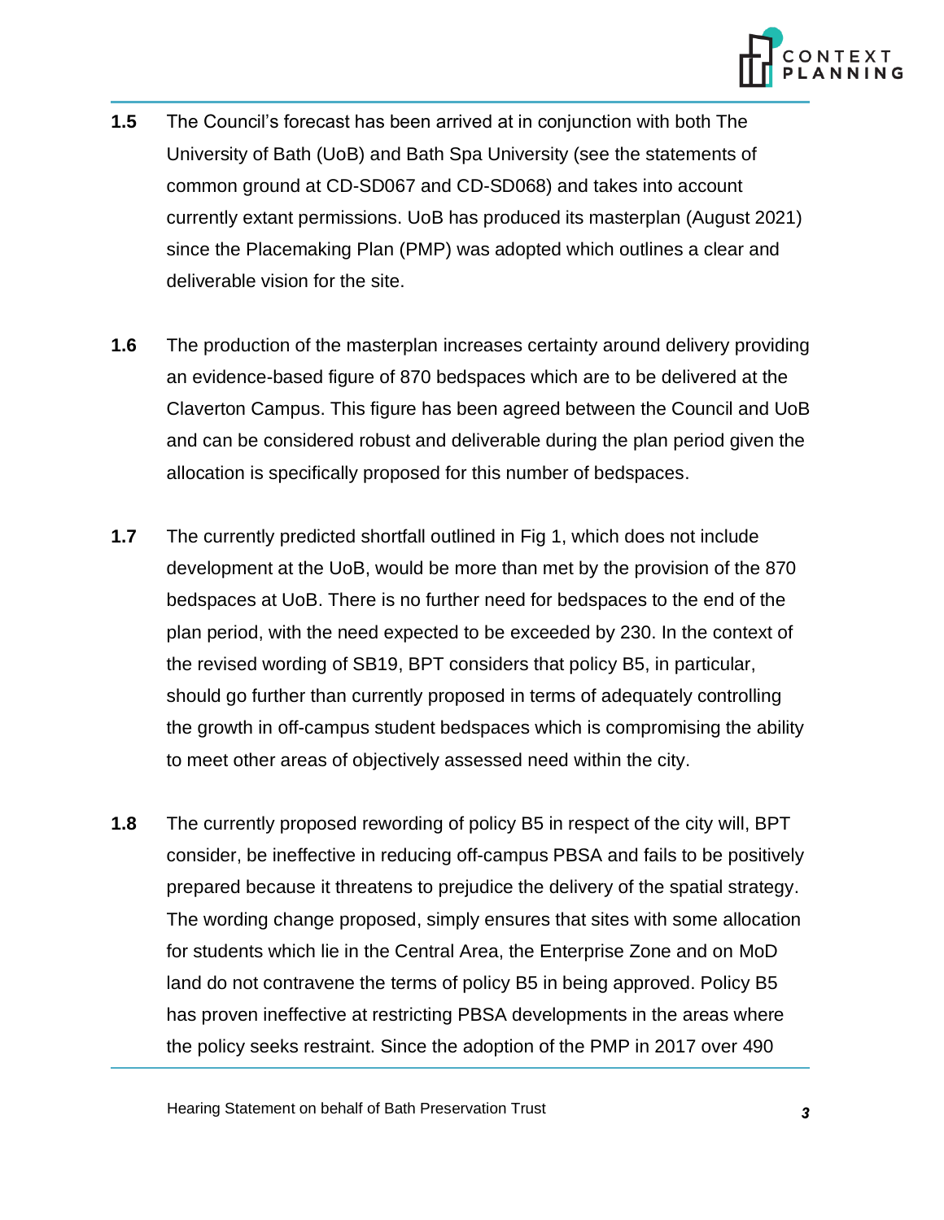**1.5** The Council's forecast has been arrived at in conjunction with both The University of Bath (UoB) and Bath Spa University (see the statements of common ground at CD-SD067 and CD-SD068) and takes into account currently extant permissions. UoB has produced its masterplan (August 2021) since the Placemaking Plan (PMP) was adopted which outlines a clear and deliverable vision for the site.

**1.6** The production of the masterplan increases certainty around delivery providing an evidence-based figure of 870 bedspaces which are to be delivered at the Claverton Campus. This figure has been agreed between the Council and UoB and can be considered robust and deliverable during the plan period given the allocation is specifically proposed for this number of bedspaces.

**1.7** The currently predicted shortfall outlined in Fig 1, which does not include development at the UoB, would be more than met by the provision of the 870 bedspaces at UoB. There is no further need for bedspaces to the end of the plan period, with the need expected to be exceeded by 230. In the context of the revised wording of SB19, BPT considers that policy B5, in particular, should go further than currently proposed in terms of adequately controlling the growth in off-campus student bedspaces which is compromising the ability to meet other areas of objectively assessed need within the city.

**1.8** The currently proposed rewording of policy B5 in respect of the city will, BPT consider, be ineffective in reducing off-campus PBSA and fails to be positively prepared because it threatens to prejudice the delivery of the spatial strategy. The wording change proposed, simply ensures that sites with some allocation for students which lie in the Central Area, the Enterprise Zone and on MoD land do not contravene the terms of policy B5 in being approved. Policy B5 has proven ineffective at restricting PBSA developments in the areas where the policy seeks restraint. Since the adoption of the PMP in 2017 over 490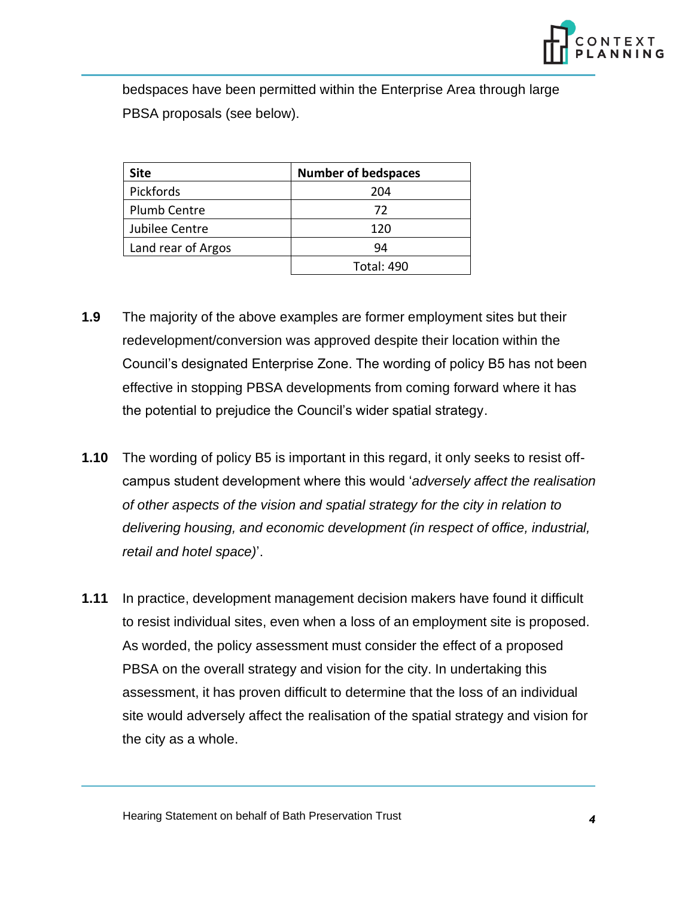bedspaces have been permitted within the Enterprise Area through large PBSA proposals (see below).

| Site | Number of bedspaces |
|---|---|
| Pickfords | 204 |
| Plumb Centre | 72 |
| Jubilee Centre | 120 |
| Land rear of Argos | 94 |
| | Total: 490 |

**1.9** The majority of the above examples are former employment sites but their redevelopment/conversion was approved despite their location within the Council's designated Enterprise Zone. The wording of policy B5 has not been effective in stopping PBSA developments from coming forward where it has the potential to prejudice the Council's wider spatial strategy.

**1.10** The wording of policy B5 is important in this regard, it only seeks to resist off-campus student development where this would '*adversely affect the realisation of other aspects of the vision and spatial strategy for the city in relation to delivering housing, and economic development (in respect of office, industrial, retail and hotel space)*'.

**1.11** In practice, development management decision makers have found it difficult to resist individual sites, even when a loss of an employment site is proposed. As worded, the policy assessment must consider the effect of a proposed PBSA on the overall strategy and vision for the city. In undertaking this assessment, it has proven difficult to determine that the loss of an individual site would adversely affect the realisation of the spatial strategy and vision for the city as a whole.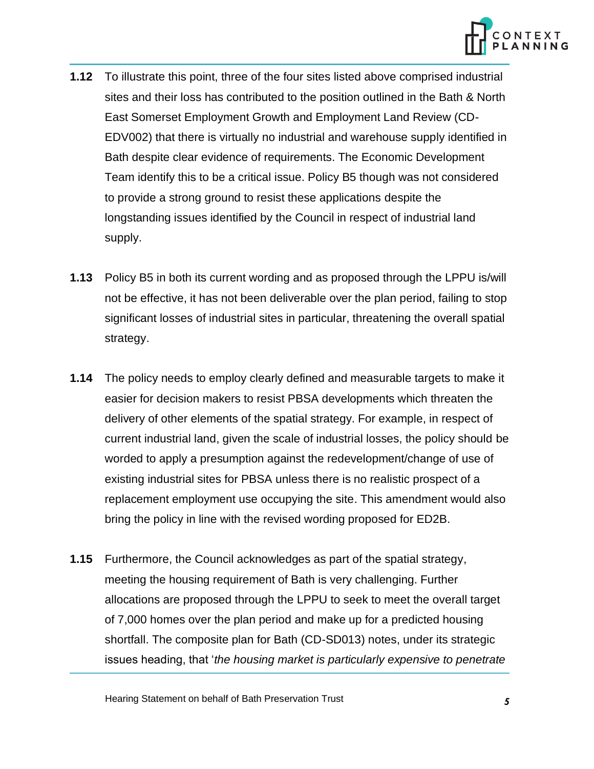**1.12** To illustrate this point, three of the four sites listed above comprised industrial sites and their loss has contributed to the position outlined in the Bath & North East Somerset Employment Growth and Employment Land Review (CD-EDV002) that there is virtually no industrial and warehouse supply identified in Bath despite clear evidence of requirements. The Economic Development Team identify this to be a critical issue. Policy B5 though was not considered to provide a strong ground to resist these applications despite the longstanding issues identified by the Council in respect of industrial land supply.

**1.13** Policy B5 in both its current wording and as proposed through the LPPU is/will not be effective, it has not been deliverable over the plan period, failing to stop significant losses of industrial sites in particular, threatening the overall spatial strategy.

**1.14** The policy needs to employ clearly defined and measurable targets to make it easier for decision makers to resist PBSA developments which threaten the delivery of other elements of the spatial strategy. For example, in respect of current industrial land, given the scale of industrial losses, the policy should be worded to apply a presumption against the redevelopment/change of use of existing industrial sites for PBSA unless there is no realistic prospect of a replacement employment use occupying the site. This amendment would also bring the policy in line with the revised wording proposed for ED2B.

**1.15** Furthermore, the Council acknowledges as part of the spatial strategy, meeting the housing requirement of Bath is very challenging. Further allocations are proposed through the LPPU to seek to meet the overall target of 7,000 homes over the plan period and make up for a predicted housing shortfall. The composite plan for Bath (CD-SD013) notes, under its strategic issues heading, that '*the housing market is particularly expensive to penetrate*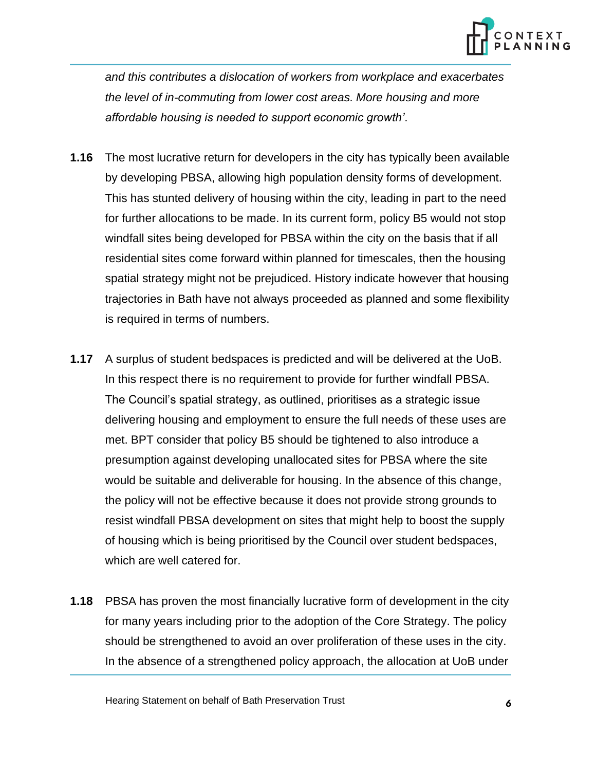*and this contributes a dislocation of workers from workplace and exacerbates the level of in-commuting from lower cost areas. More housing and more affordable housing is needed to support economic growth'*.

**1.16** The most lucrative return for developers in the city has typically been available by developing PBSA, allowing high population density forms of development. This has stunted delivery of housing within the city, leading in part to the need for further allocations to be made. In its current form, policy B5 would not stop windfall sites being developed for PBSA within the city on the basis that if all residential sites come forward within planned for timescales, then the housing spatial strategy might not be prejudiced. History indicate however that housing trajectories in Bath have not always proceeded as planned and some flexibility is required in terms of numbers.

**1.17** A surplus of student bedspaces is predicted and will be delivered at the UoB. In this respect there is no requirement to provide for further windfall PBSA. The Council's spatial strategy, as outlined, prioritises as a strategic issue delivering housing and employment to ensure the full needs of these uses are met. BPT consider that policy B5 should be tightened to also introduce a presumption against developing unallocated sites for PBSA where the site would be suitable and deliverable for housing. In the absence of this change, the policy will not be effective because it does not provide strong grounds to resist windfall PBSA development on sites that might help to boost the supply of housing which is being prioritised by the Council over student bedspaces, which are well catered for.

**1.18** PBSA has proven the most financially lucrative form of development in the city for many years including prior to the adoption of the Core Strategy. The policy should be strengthened to avoid an over proliferation of these uses in the city. In the absence of a strengthened policy approach, the allocation at UoB under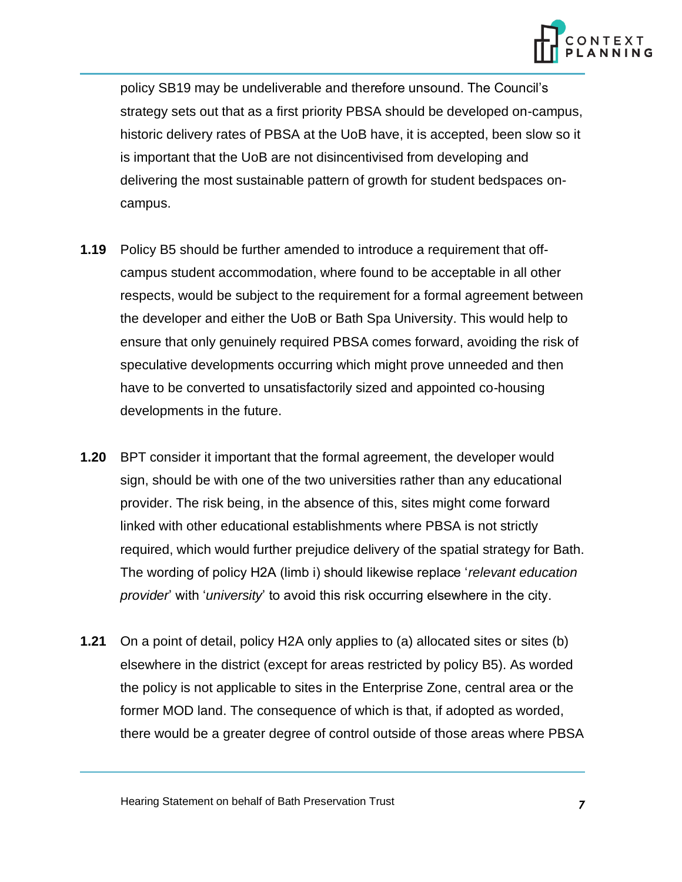policy SB19 may be undeliverable and therefore unsound. The Council's strategy sets out that as a first priority PBSA should be developed on-campus, historic delivery rates of PBSA at the UoB have, it is accepted, been slow so it is important that the UoB are not disincentivised from developing and delivering the most sustainable pattern of growth for student bedspaces on-campus.

**1.19** Policy B5 should be further amended to introduce a requirement that off-campus student accommodation, where found to be acceptable in all other respects, would be subject to the requirement for a formal agreement between the developer and either the UoB or Bath Spa University. This would help to ensure that only genuinely required PBSA comes forward, avoiding the risk of speculative developments occurring which might prove unneeded and then have to be converted to unsatisfactorily sized and appointed co-housing developments in the future.

**1.20** BPT consider it important that the formal agreement, the developer would sign, should be with one of the two universities rather than any educational provider. The risk being, in the absence of this, sites might come forward linked with other educational establishments where PBSA is not strictly required, which would further prejudice delivery of the spatial strategy for Bath. The wording of policy H2A (limb i) should likewise replace '*relevant education provider*' with '*university*' to avoid this risk occurring elsewhere in the city.

**1.21** On a point of detail, policy H2A only applies to (a) allocated sites or sites (b) elsewhere in the district (except for areas restricted by policy B5). As worded the policy is not applicable to sites in the Enterprise Zone, central area or the former MOD land. The consequence of which is that, if adopted as worded, there would be a greater degree of control outside of those areas where PBSA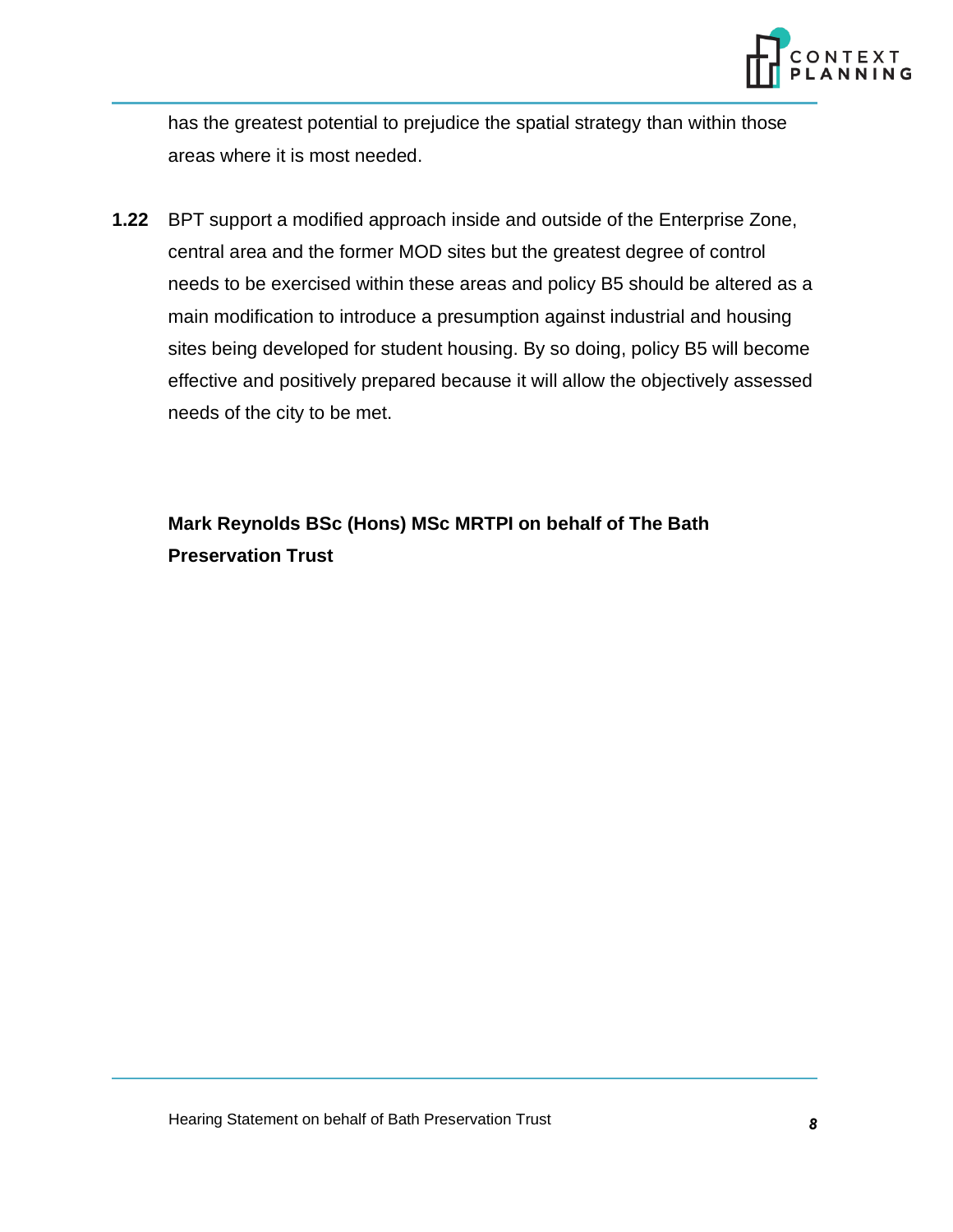has the greatest potential to prejudice the spatial strategy than within those areas where it is most needed.

**1.22** BPT support a modified approach inside and outside of the Enterprise Zone, central area and the former MOD sites but the greatest degree of control needs to be exercised within these areas and policy B5 should be altered as a main modification to introduce a presumption against industrial and housing sites being developed for student housing. By so doing, policy B5 will become effective and positively prepared because it will allow the objectively assessed needs of the city to be met.

**Mark Reynolds BSc (Hons) MSc MRTPI on behalf of The Bath Preservation Trust**